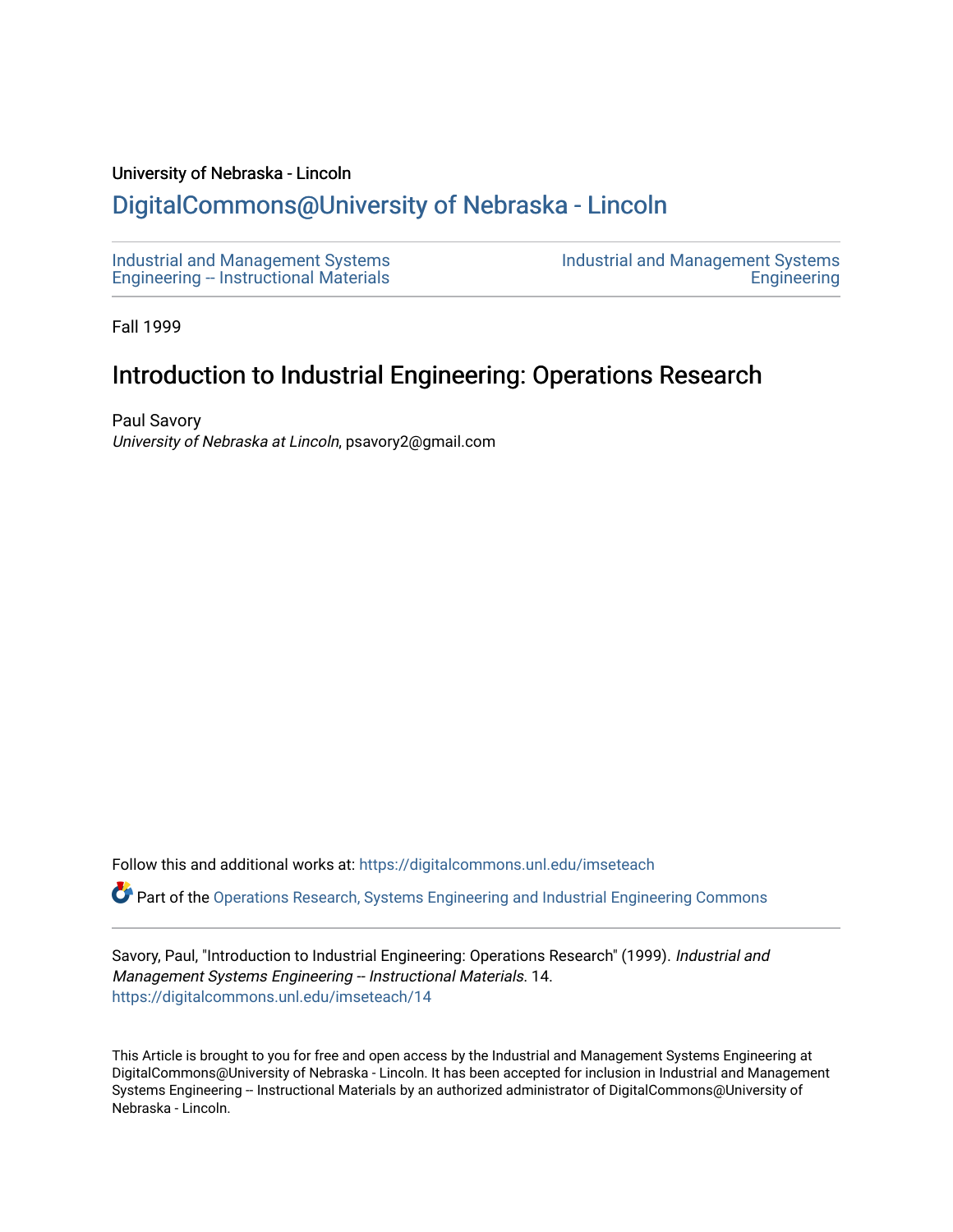University of Nebraska - Lincoln

## DigitalCommons@University of Nebraska - Lincoln

Industrial and Management Systems Engineering -- Instructional Materials

Industrial and Management Systems Engineering

Fall 1999

# Introduction to Industrial Engineering: Operations Research

Paul Savory
*University of Nebraska at Lincoln*, psavory2@gmail.com

Follow this and additional works at: https://digitalcommons.unl.edu/imseteach

Part of the Operations Research, Systems Engineering and Industrial Engineering Commons

Savory, Paul, "Introduction to Industrial Engineering: Operations Research" (1999). *Industrial and Management Systems Engineering -- Instructional Materials*. 14.
https://digitalcommons.unl.edu/imseteach/14

This Article is brought to you for free and open access by the Industrial and Management Systems Engineering at DigitalCommons@University of Nebraska - Lincoln. It has been accepted for inclusion in Industrial and Management Systems Engineering -- Instructional Materials by an authorized administrator of DigitalCommons@University of Nebraska - Lincoln.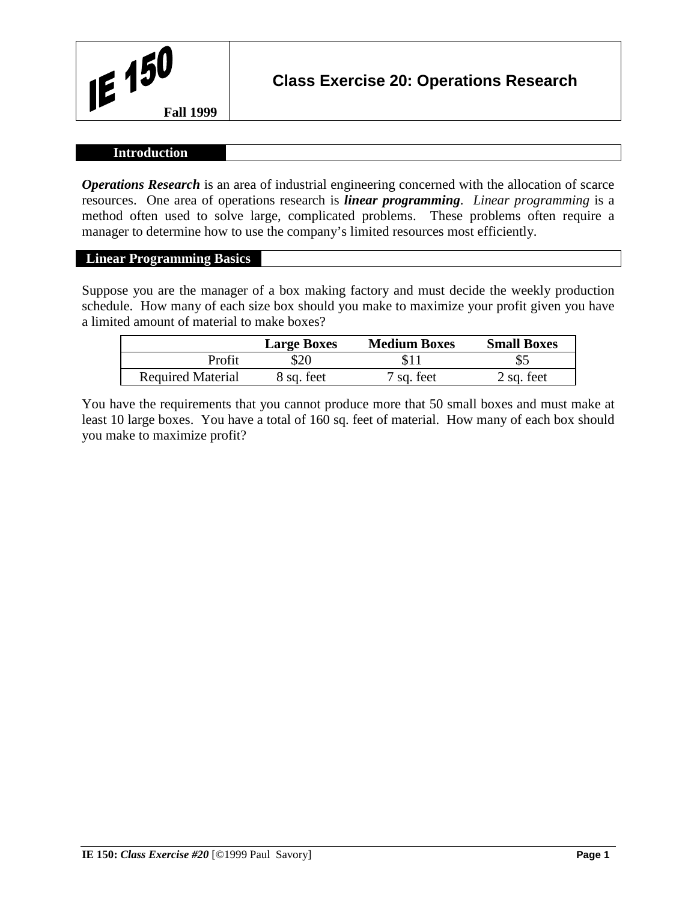**IE 150**

**Fall 1999**

## Class Exercise 20: Operations Research

### Introduction

***Operations Research*** is an area of industrial engineering concerned with the allocation of scarce resources. One area of operations research is ***linear programming***. *Linear programming* is a method often used to solve large, complicated problems. These problems often require a manager to determine how to use the company's limited resources most efficiently.

### Linear Programming Basics

Suppose you are the manager of a box making factory and must decide the weekly production schedule. How many of each size box should you make to maximize your profit given you have a limited amount of material to make boxes?

| | **Large Boxes** | **Medium Boxes** | **Small Boxes** |
|---|---|---|---|
| Profit | $20 | $11 | $5 |
| Required Material | 8 sq. feet | 7 sq. feet | 2 sq. feet |

You have the requirements that you cannot produce more that 50 small boxes and must make at least 10 large boxes. You have a total of 160 sq. feet of material. How many of each box should you make to maximize profit?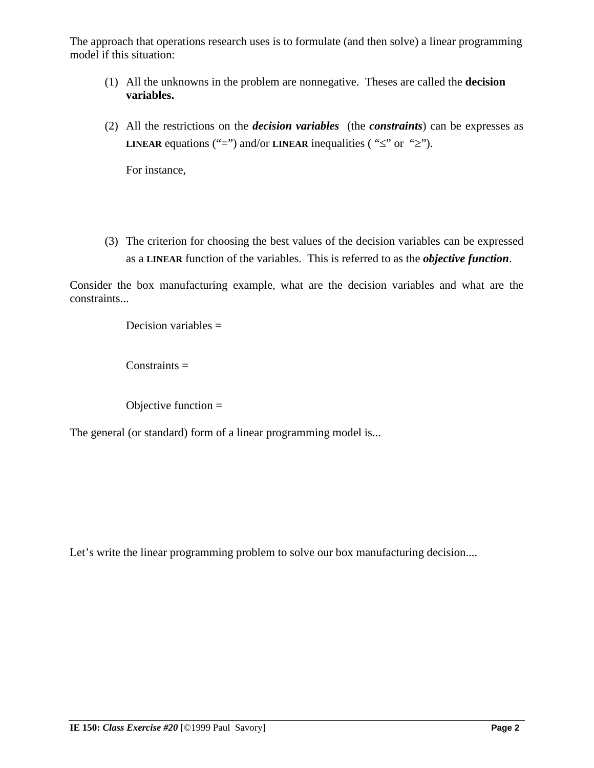The approach that operations research uses is to formulate (and then solve) a linear programming model if this situation:

1. All the unknowns in the problem are nonnegative. Theses are called the **decision variables.**

2. All the restrictions on the ***decision variables*** (the ***constraints***) can be expresses as **LINEAR** equations ("=") and/or **LINEAR** inequalities ( "≤" or "≥").

   For instance,

3. The criterion for choosing the best values of the decision variables can be expressed as a **LINEAR** function of the variables. This is referred to as the ***objective function***.

Consider the box manufacturing example, what are the decision variables and what are the constraints...

Decision variables =

Constraints =

Objective function =

The general (or standard) form of a linear programming model is...

Let's write the linear programming problem to solve our box manufacturing decision....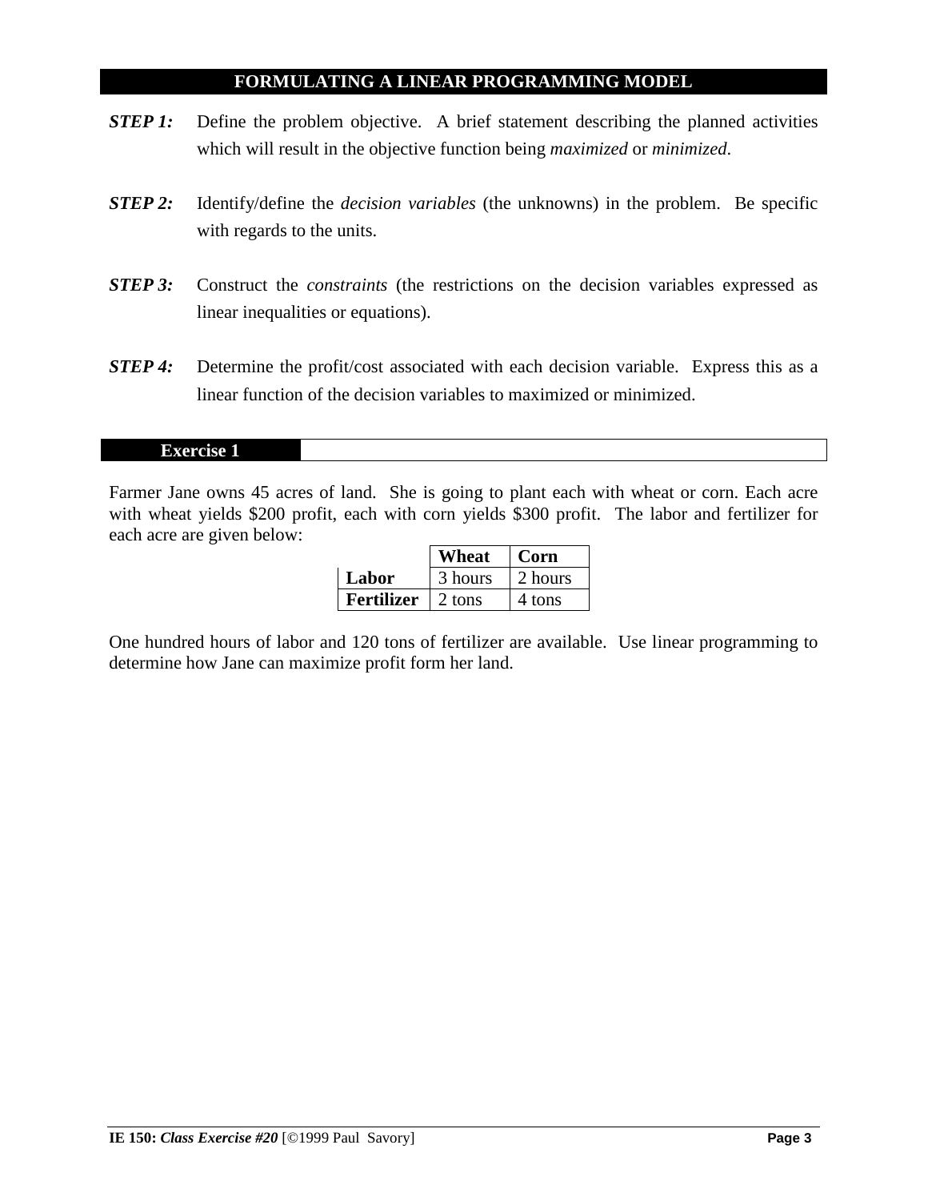## FORMULATING A LINEAR PROGRAMMING MODEL

***STEP 1:*** Define the problem objective. A brief statement describing the planned activities which will result in the objective function being *maximized* or *minimized*.

***STEP 2:*** Identify/define the *decision variables* (the unknowns) in the problem. Be specific with regards to the units.

***STEP 3:*** Construct the *constraints* (the restrictions on the decision variables expressed as linear inequalities or equations).

***STEP 4:*** Determine the profit/cost associated with each decision variable. Express this as a linear function of the decision variables to maximized or minimized.

### Exercise 1

Farmer Jane owns 45 acres of land. She is going to plant each with wheat or corn. Each acre with wheat yields $200 profit, each with corn yields $300 profit. The labor and fertilizer for each acre are given below:

| | **Wheat** | **Corn** |
|---|---|---|
| **Labor** | 3 hours | 2 hours |
| **Fertilizer** | 2 tons | 4 tons |

One hundred hours of labor and 120 tons of fertilizer are available. Use linear programming to determine how Jane can maximize profit form her land.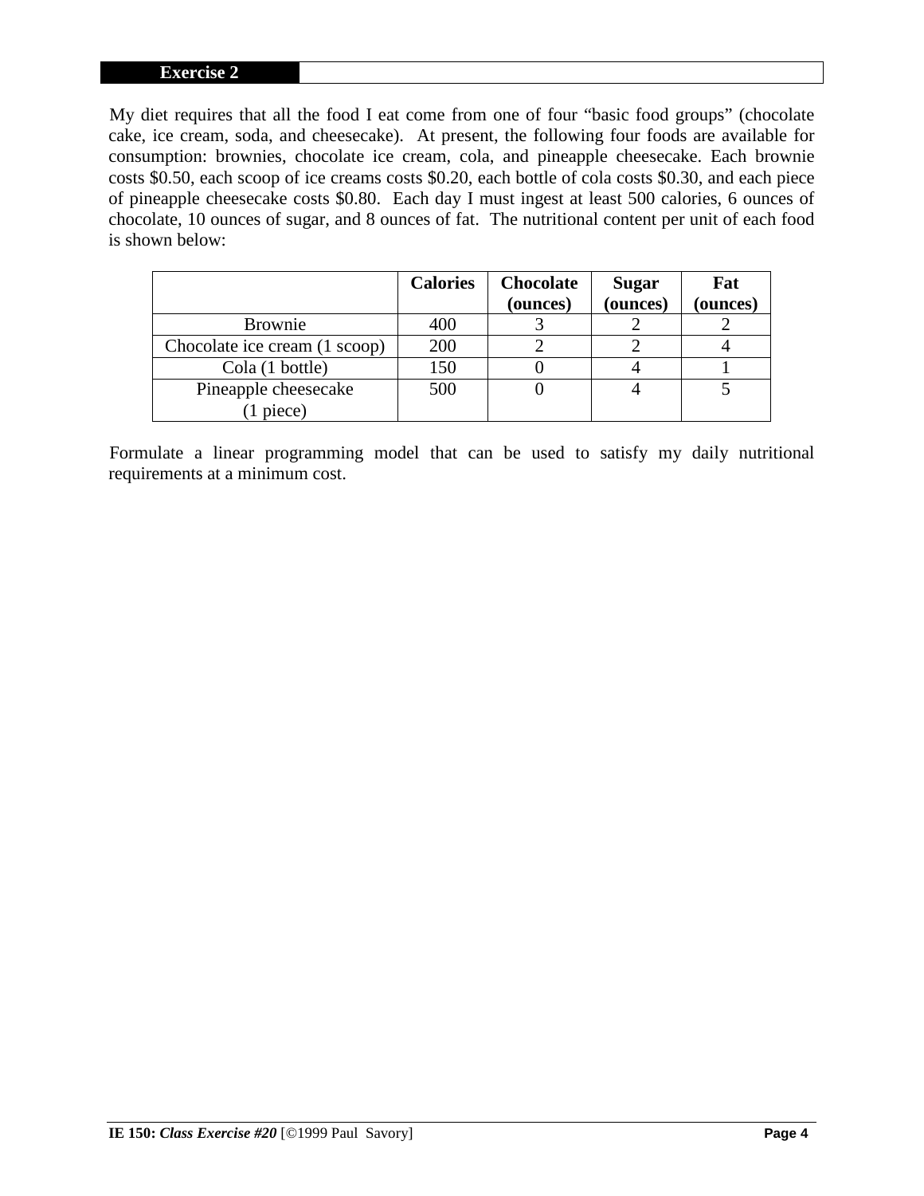## Exercise 2

My diet requires that all the food I eat come from one of four "basic food groups" (chocolate cake, ice cream, soda, and cheesecake). At present, the following four foods are available for consumption: brownies, chocolate ice cream, cola, and pineapple cheesecake. Each brownie costs $0.50, each scoop of ice creams costs $0.20, each bottle of cola costs $0.30, and each piece of pineapple cheesecake costs $0.80. Each day I must ingest at least 500 calories, 6 ounces of chocolate, 10 ounces of sugar, and 8 ounces of fat. The nutritional content per unit of each food is shown below:

| | Calories | Chocolate (ounces) | Sugar (ounces) | Fat (ounces) |
|---|---|---|---|---|
| Brownie | 400 | 3 | 2 | 2 |
| Chocolate ice cream (1 scoop) | 200 | 2 | 2 | 4 |
| Cola (1 bottle) | 150 | 0 | 4 | 1 |
| Pineapple cheesecake (1 piece) | 500 | 0 | 4 | 5 |

Formulate a linear programming model that can be used to satisfy my daily nutritional requirements at a minimum cost.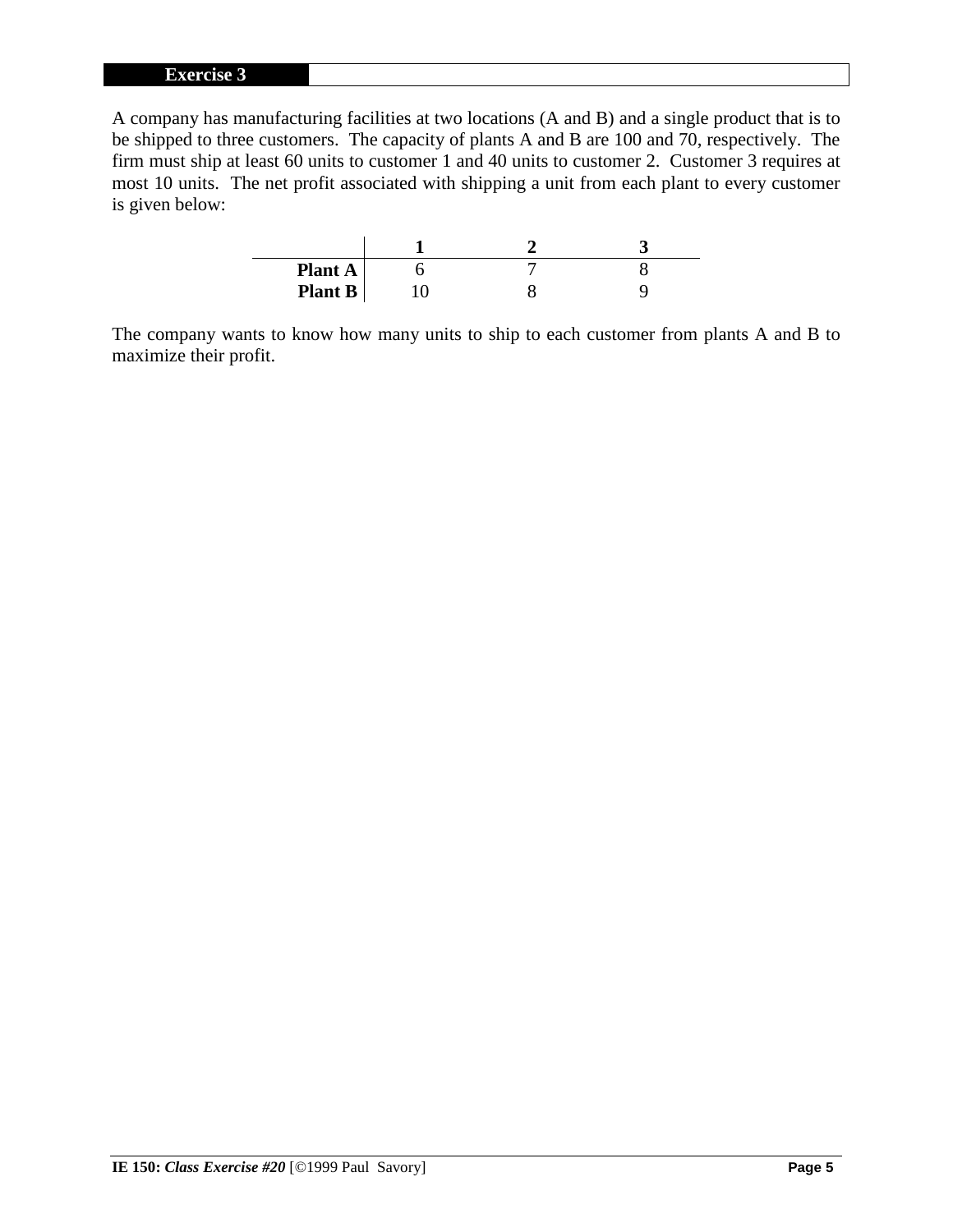## Exercise 3

A company has manufacturing facilities at two locations (A and B) and a single product that is to be shipped to three customers. The capacity of plants A and B are 100 and 70, respectively. The firm must ship at least 60 units to customer 1 and 40 units to customer 2. Customer 3 requires at most 10 units. The net profit associated with shipping a unit from each plant to every customer is given below:

| | **1** | **2** | **3** |
|---|---|---|---|
| **Plant A** | 6 | 7 | 8 |
| **Plant B** | 10 | 8 | 9 |

The company wants to know how many units to ship to each customer from plants A and B to maximize their profit.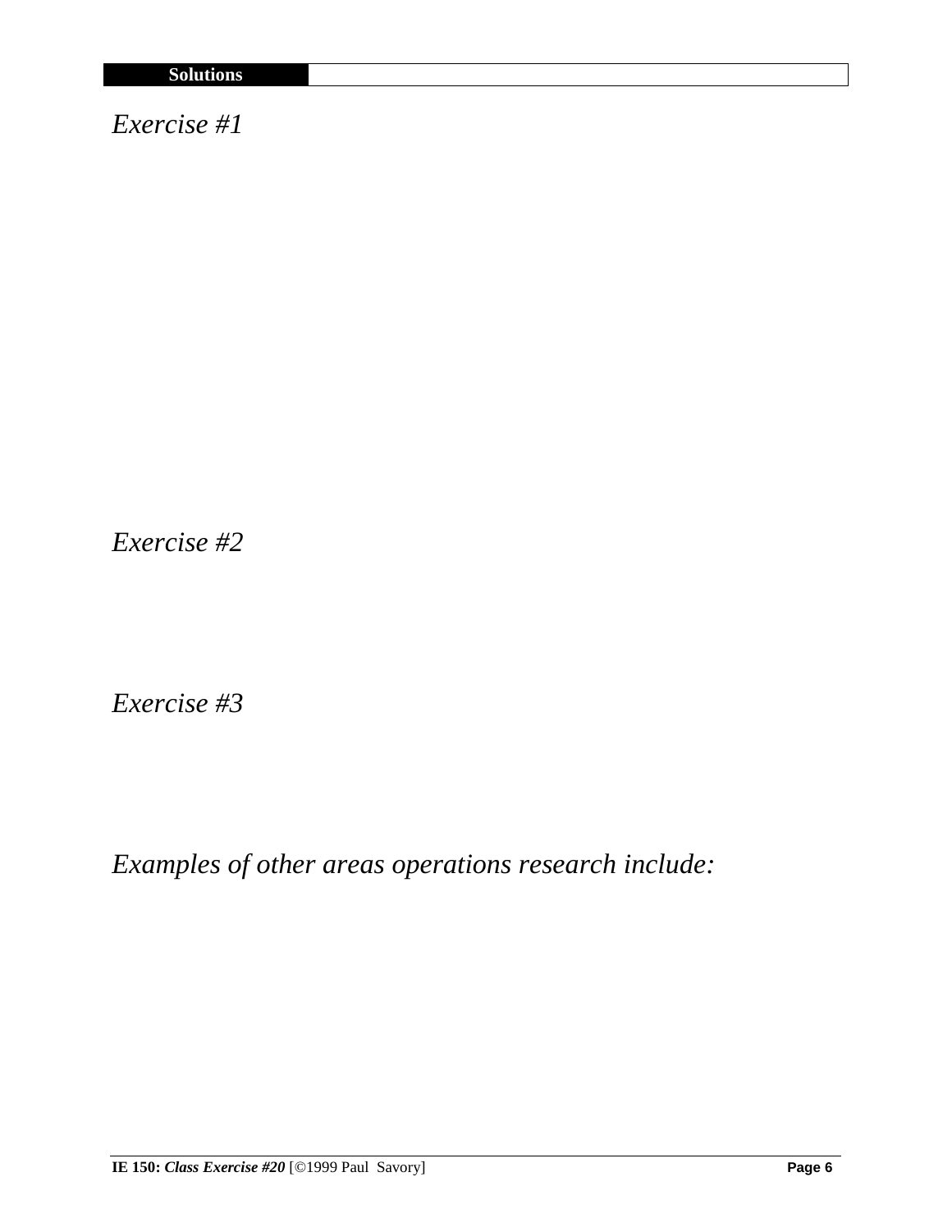**Solutions**

*Exercise #1*

*Exercise #2*

*Exercise #3*

*Examples of other areas operations research include:*